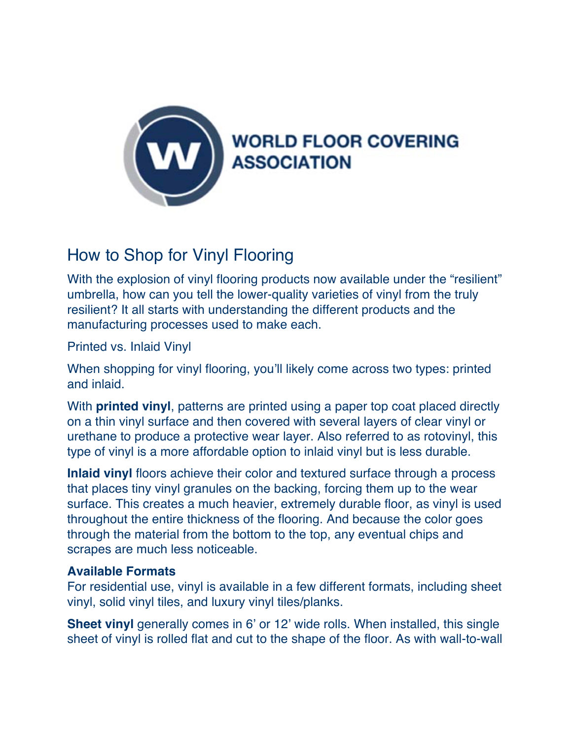**WORLD FLOOR COVERING ASSOCIATION**

# How to Shop for Vinyl Flooring

With the explosion of vinyl flooring products now available under the "resilient" umbrella, how can you tell the lower-quality varieties of vinyl from the truly resilient? It all starts with understanding the different products and the manufacturing processes used to make each.

Printed vs. Inlaid Vinyl

When shopping for vinyl flooring, you'll likely come across two types: printed and inlaid.

With **printed vinyl**, patterns are printed using a paper top coat placed directly on a thin vinyl surface and then covered with several layers of clear vinyl or urethane to produce a protective wear layer. Also referred to as rotovinyl, this type of vinyl is a more affordable option to inlaid vinyl but is less durable.

**Inlaid vinyl** floors achieve their color and textured surface through a process that places tiny vinyl granules on the backing, forcing them up to the wear surface. This creates a much heavier, extremely durable floor, as vinyl is used throughout the entire thickness of the flooring. And because the color goes through the material from the bottom to the top, any eventual chips and scrapes are much less noticeable.

**Available Formats**

For residential use, vinyl is available in a few different formats, including sheet vinyl, solid vinyl tiles, and luxury vinyl tiles/planks.

**Sheet vinyl** generally comes in 6' or 12' wide rolls. When installed, this single sheet of vinyl is rolled flat and cut to the shape of the floor. As with wall-to-wall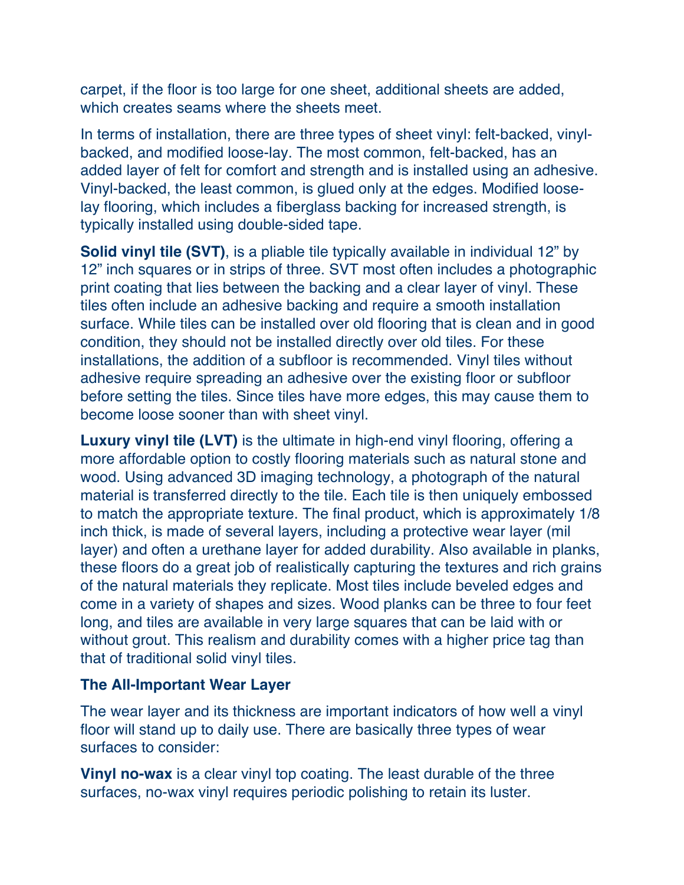carpet, if the floor is too large for one sheet, additional sheets are added, which creates seams where the sheets meet.

In terms of installation, there are three types of sheet vinyl: felt-backed, vinyl-backed, and modified loose-lay. The most common, felt-backed, has an added layer of felt for comfort and strength and is installed using an adhesive. Vinyl-backed, the least common, is glued only at the edges. Modified loose-lay flooring, which includes a fiberglass backing for increased strength, is typically installed using double-sided tape.

**Solid vinyl tile (SVT)**, is a pliable tile typically available in individual 12" by 12" inch squares or in strips of three. SVT most often includes a photographic print coating that lies between the backing and a clear layer of vinyl. These tiles often include an adhesive backing and require a smooth installation surface. While tiles can be installed over old flooring that is clean and in good condition, they should not be installed directly over old tiles. For these installations, the addition of a subfloor is recommended. Vinyl tiles without adhesive require spreading an adhesive over the existing floor or subfloor before setting the tiles. Since tiles have more edges, this may cause them to become loose sooner than with sheet vinyl.

**Luxury vinyl tile (LVT)** is the ultimate in high-end vinyl flooring, offering a more affordable option to costly flooring materials such as natural stone and wood. Using advanced 3D imaging technology, a photograph of the natural material is transferred directly to the tile. Each tile is then uniquely embossed to match the appropriate texture. The final product, which is approximately 1/8 inch thick, is made of several layers, including a protective wear layer (mil layer) and often a urethane layer for added durability. Also available in planks, these floors do a great job of realistically capturing the textures and rich grains of the natural materials they replicate. Most tiles include beveled edges and come in a variety of shapes and sizes. Wood planks can be three to four feet long, and tiles are available in very large squares that can be laid with or without grout. This realism and durability comes with a higher price tag than that of traditional solid vinyl tiles.

### The All-Important Wear Layer

The wear layer and its thickness are important indicators of how well a vinyl floor will stand up to daily use. There are basically three types of wear surfaces to consider:

**Vinyl no-wax** is a clear vinyl top coating. The least durable of the three surfaces, no-wax vinyl requires periodic polishing to retain its luster.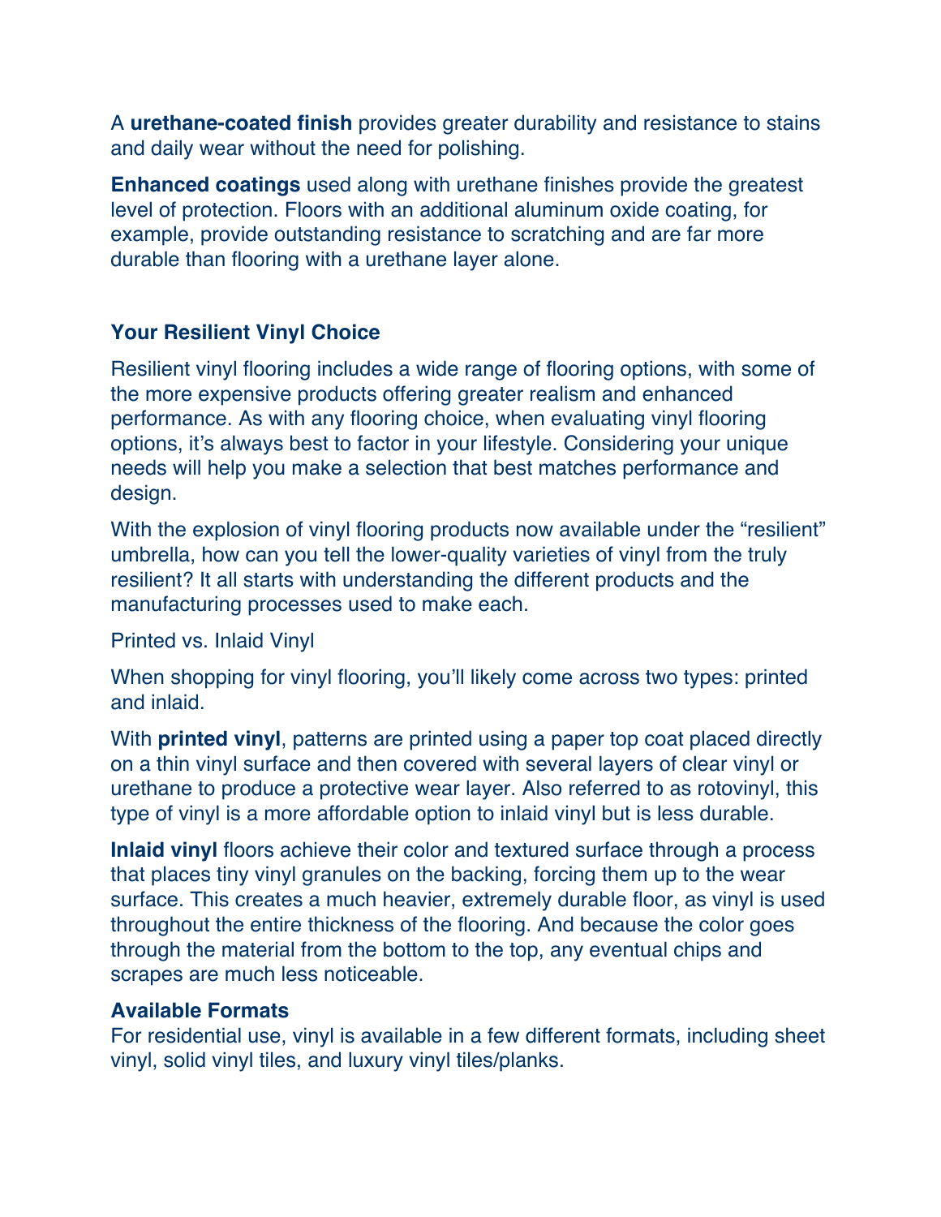A **urethane-coated finish** provides greater durability and resistance to stains and daily wear without the need for polishing.

**Enhanced coatings** used along with urethane finishes provide the greatest level of protection. Floors with an additional aluminum oxide coating, for example, provide outstanding resistance to scratching and are far more durable than flooring with a urethane layer alone.

### Your Resilient Vinyl Choice

Resilient vinyl flooring includes a wide range of flooring options, with some of the more expensive products offering greater realism and enhanced performance. As with any flooring choice, when evaluating vinyl flooring options, it's always best to factor in your lifestyle. Considering your unique needs will help you make a selection that best matches performance and design.

With the explosion of vinyl flooring products now available under the "resilient" umbrella, how can you tell the lower-quality varieties of vinyl from the truly resilient? It all starts with understanding the different products and the manufacturing processes used to make each.

Printed vs. Inlaid Vinyl

When shopping for vinyl flooring, you'll likely come across two types: printed and inlaid.

With **printed vinyl**, patterns are printed using a paper top coat placed directly on a thin vinyl surface and then covered with several layers of clear vinyl or urethane to produce a protective wear layer. Also referred to as rotovinyl, this type of vinyl is a more affordable option to inlaid vinyl but is less durable.

**Inlaid vinyl** floors achieve their color and textured surface through a process that places tiny vinyl granules on the backing, forcing them up to the wear surface. This creates a much heavier, extremely durable floor, as vinyl is used throughout the entire thickness of the flooring. And because the color goes through the material from the bottom to the top, any eventual chips and scrapes are much less noticeable.

### Available Formats

For residential use, vinyl is available in a few different formats, including sheet vinyl, solid vinyl tiles, and luxury vinyl tiles/planks.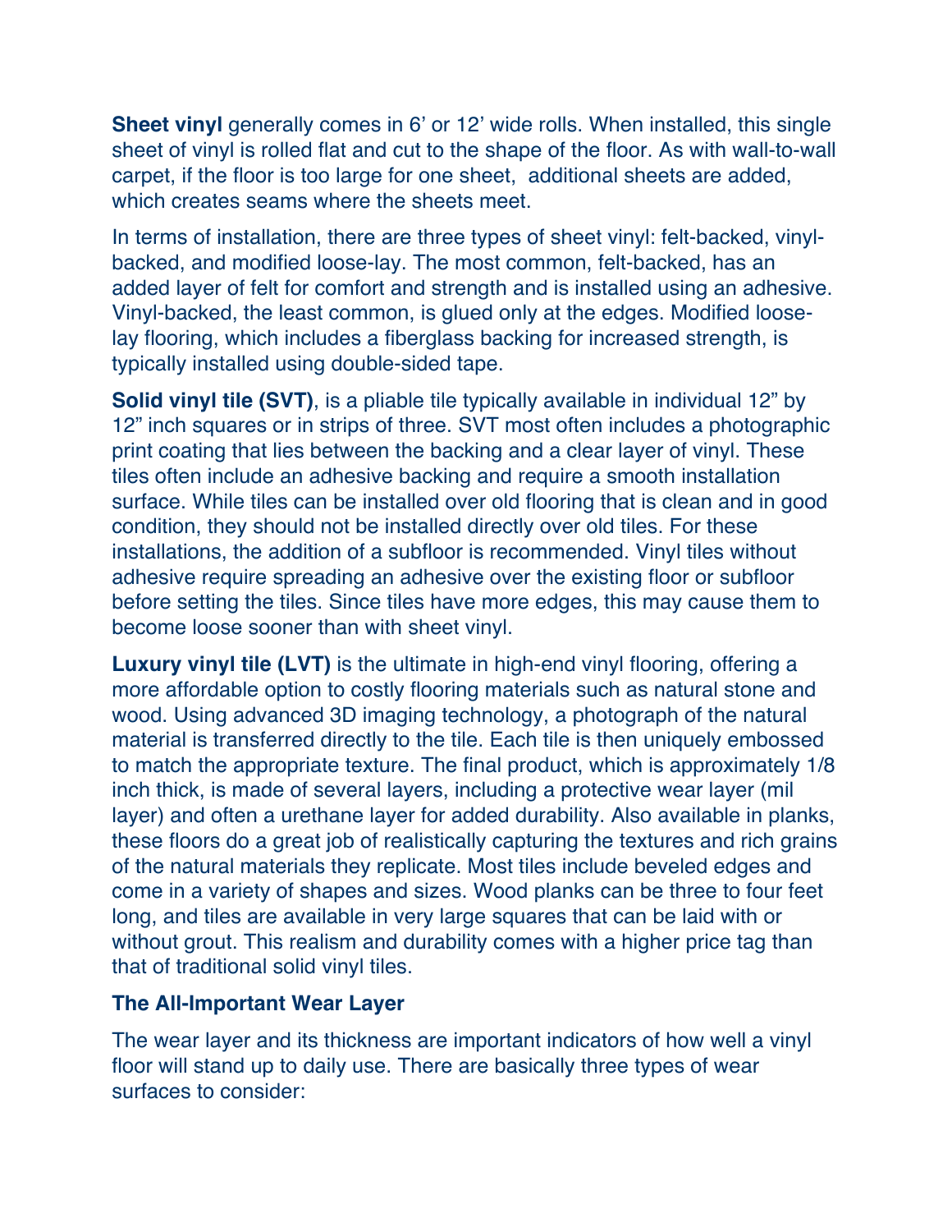**Sheet vinyl** generally comes in 6' or 12' wide rolls. When installed, this single sheet of vinyl is rolled flat and cut to the shape of the floor. As with wall-to-wall carpet, if the floor is too large for one sheet, additional sheets are added, which creates seams where the sheets meet.

In terms of installation, there are three types of sheet vinyl: felt-backed, vinyl-backed, and modified loose-lay. The most common, felt-backed, has an added layer of felt for comfort and strength and is installed using an adhesive. Vinyl-backed, the least common, is glued only at the edges. Modified loose-lay flooring, which includes a fiberglass backing for increased strength, is typically installed using double-sided tape.

**Solid vinyl tile (SVT)**, is a pliable tile typically available in individual 12" by 12" inch squares or in strips of three. SVT most often includes a photographic print coating that lies between the backing and a clear layer of vinyl. These tiles often include an adhesive backing and require a smooth installation surface. While tiles can be installed over old flooring that is clean and in good condition, they should not be installed directly over old tiles. For these installations, the addition of a subfloor is recommended. Vinyl tiles without adhesive require spreading an adhesive over the existing floor or subfloor before setting the tiles. Since tiles have more edges, this may cause them to become loose sooner than with sheet vinyl.

**Luxury vinyl tile (LVT)** is the ultimate in high-end vinyl flooring, offering a more affordable option to costly flooring materials such as natural stone and wood. Using advanced 3D imaging technology, a photograph of the natural material is transferred directly to the tile. Each tile is then uniquely embossed to match the appropriate texture. The final product, which is approximately 1/8 inch thick, is made of several layers, including a protective wear layer (mil layer) and often a urethane layer for added durability. Also available in planks, these floors do a great job of realistically capturing the textures and rich grains of the natural materials they replicate. Most tiles include beveled edges and come in a variety of shapes and sizes. Wood planks can be three to four feet long, and tiles are available in very large squares that can be laid with or without grout. This realism and durability comes with a higher price tag than that of traditional solid vinyl tiles.

**The All-Important Wear Layer**

The wear layer and its thickness are important indicators of how well a vinyl floor will stand up to daily use. There are basically three types of wear surfaces to consider: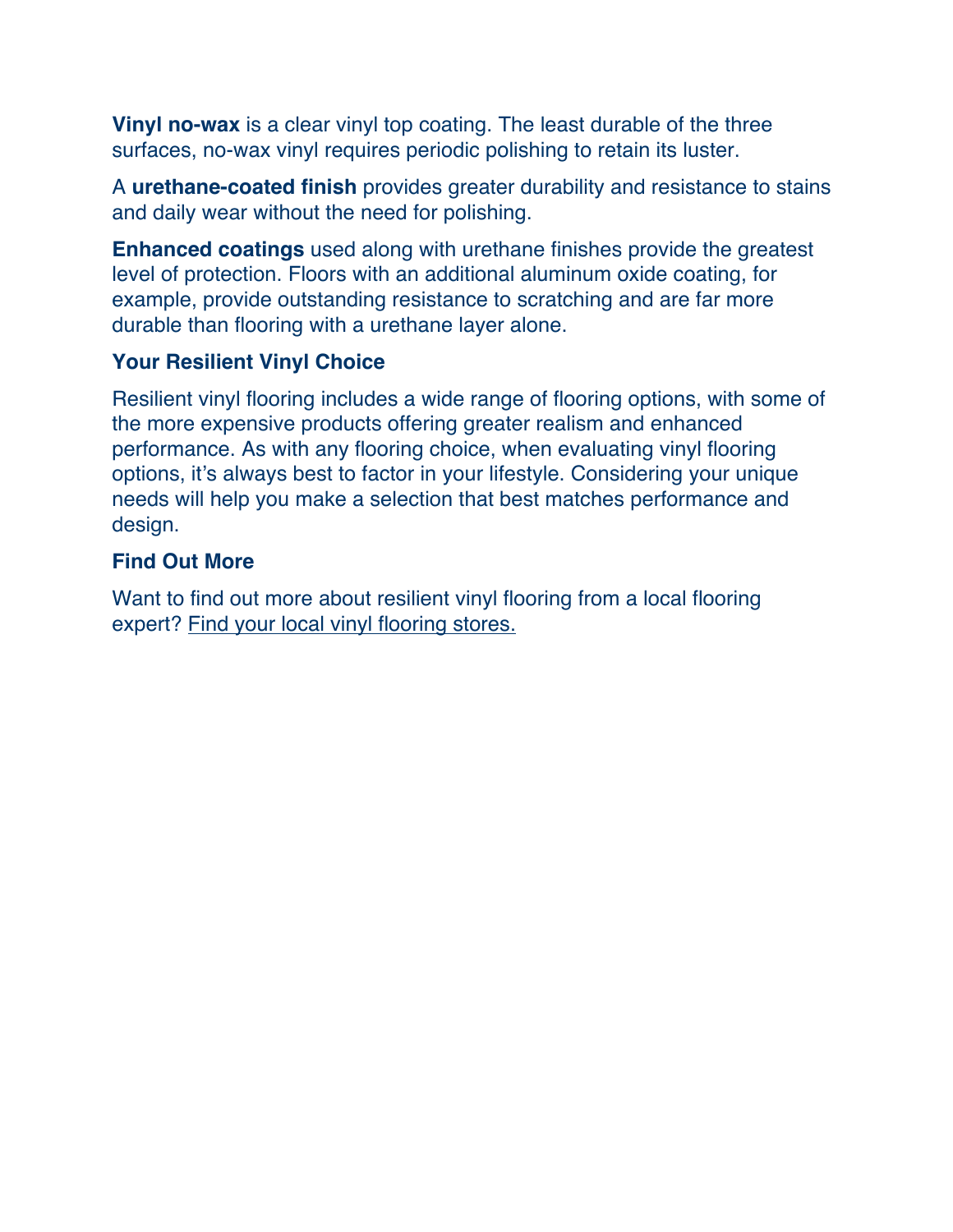**Vinyl no-wax** is a clear vinyl top coating. The least durable of the three surfaces, no-wax vinyl requires periodic polishing to retain its luster.

A **urethane-coated finish** provides greater durability and resistance to stains and daily wear without the need for polishing.

**Enhanced coatings** used along with urethane finishes provide the greatest level of protection. Floors with an additional aluminum oxide coating, for example, provide outstanding resistance to scratching and are far more durable than flooring with a urethane layer alone.

### Your Resilient Vinyl Choice

Resilient vinyl flooring includes a wide range of flooring options, with some of the more expensive products offering greater realism and enhanced performance. As with any flooring choice, when evaluating vinyl flooring options, it's always best to factor in your lifestyle. Considering your unique needs will help you make a selection that best matches performance and design.

### Find Out More

Want to find out more about resilient vinyl flooring from a local flooring expert? Find your local vinyl flooring stores.